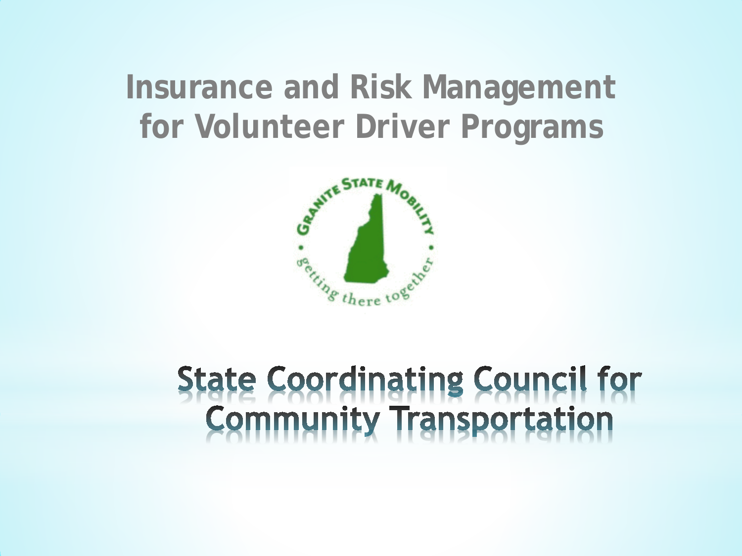# Insurance and Risk Management for Volunteer Driver Programs

GRANITE STATE MOBILITY • getting there together •

## State Coordinating Council for Community Transportation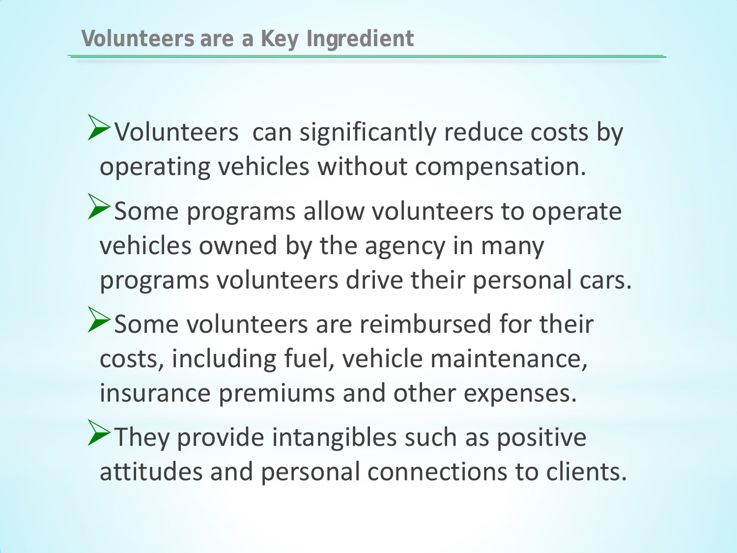## Volunteers are a Key Ingredient

- Volunteers  can significantly reduce costs by operating vehicles without compensation.
- Some programs allow volunteers to operate vehicles owned by the agency in many programs volunteers drive their personal cars.
- Some volunteers are reimbursed for their costs, including fuel, vehicle maintenance, insurance premiums and other expenses.
- They provide intangibles such as positive attitudes and personal connections to clients.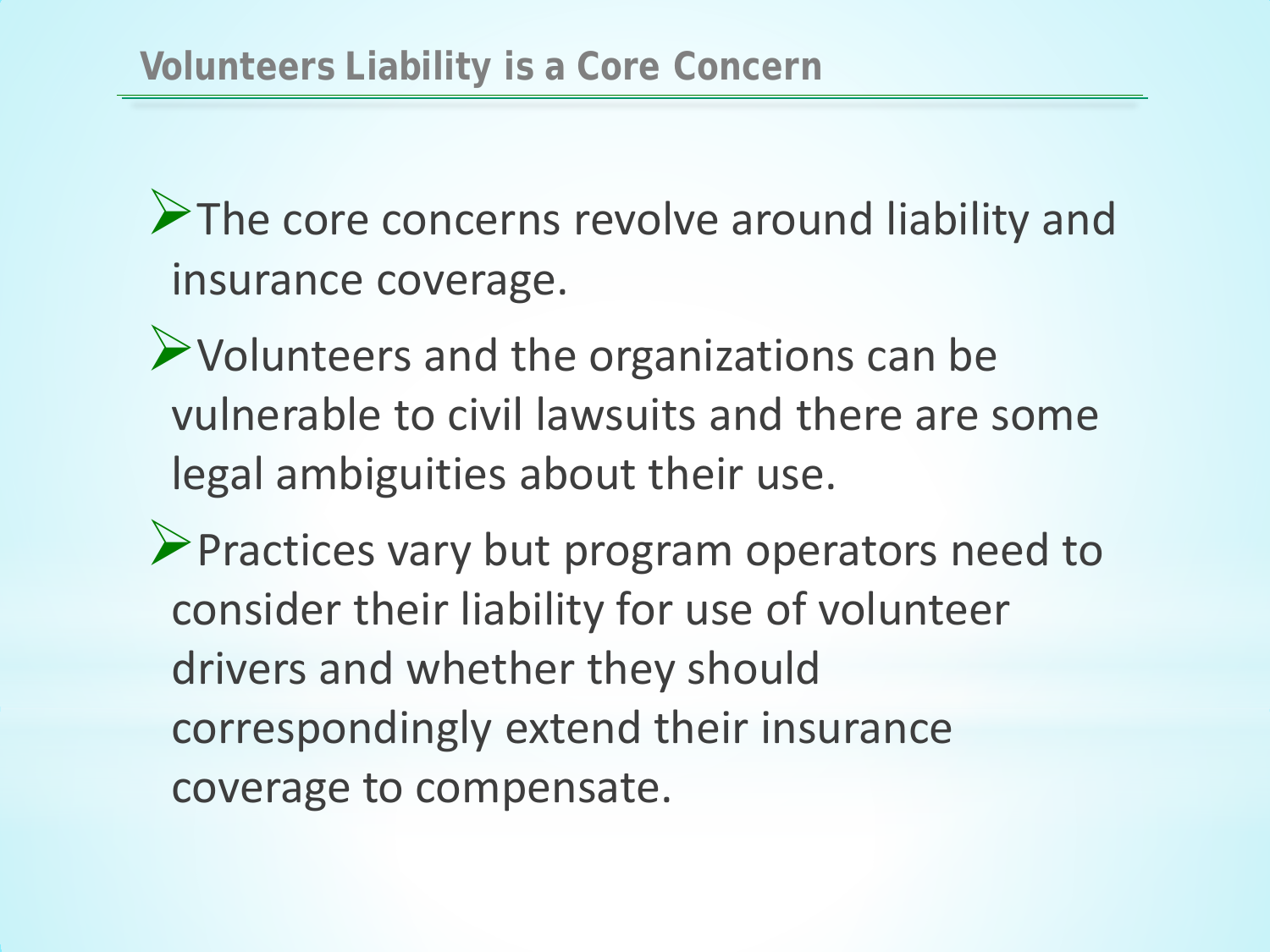## Volunteers Liability is a Core Concern

- The core concerns revolve around liability and insurance coverage.
- Volunteers and the organizations can be vulnerable to civil lawsuits and there are some legal ambiguities about their use.
- Practices vary but program operators need to consider their liability for use of volunteer drivers and whether they should correspondingly extend their insurance coverage to compensate.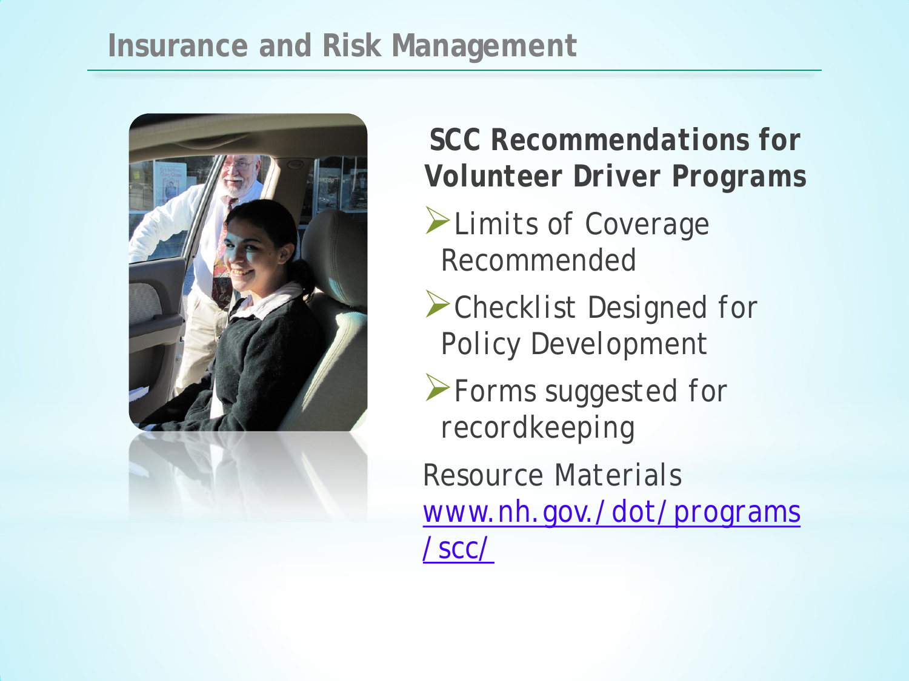# Insurance and Risk Management

## SCC Recommendations for Volunteer Driver Programs

- Limits of Coverage Recommended
- Checklist Designed for Policy Development
- Forms suggested for recordkeeping

Resource Materials
[www.nh.gov./dot/programs/scc/](www.nh.gov./dot/programs/scc/)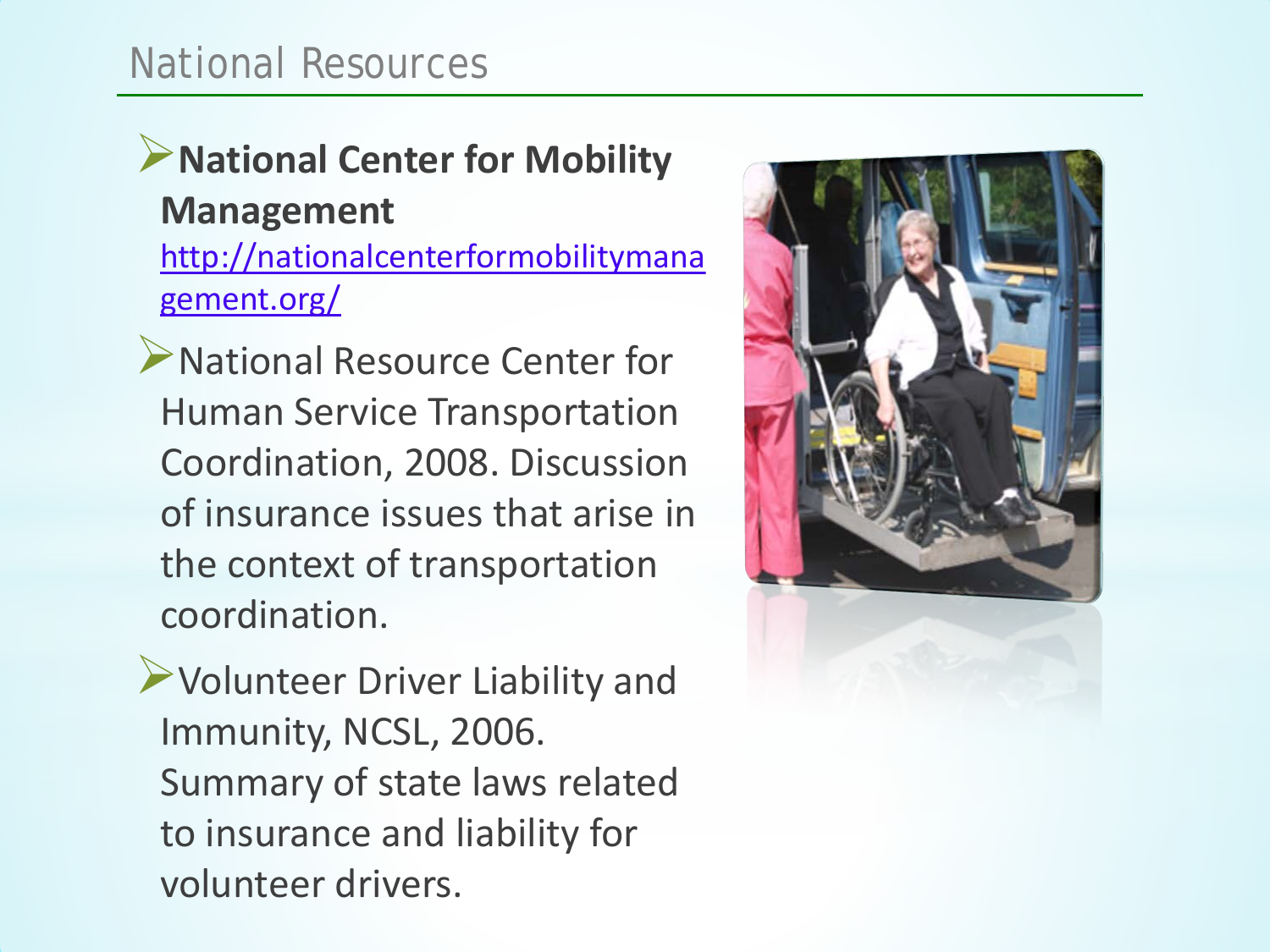# National Resources

- **National Center for Mobility Management** http://nationalcenterformobilitymanagement.org/
- National Resource Center for Human Service Transportation Coordination, 2008. Discussion of insurance issues that arise in the context of transportation coordination.
- Volunteer Driver Liability and Immunity, NCSL, 2006. Summary of state laws related to insurance and liability for volunteer drivers.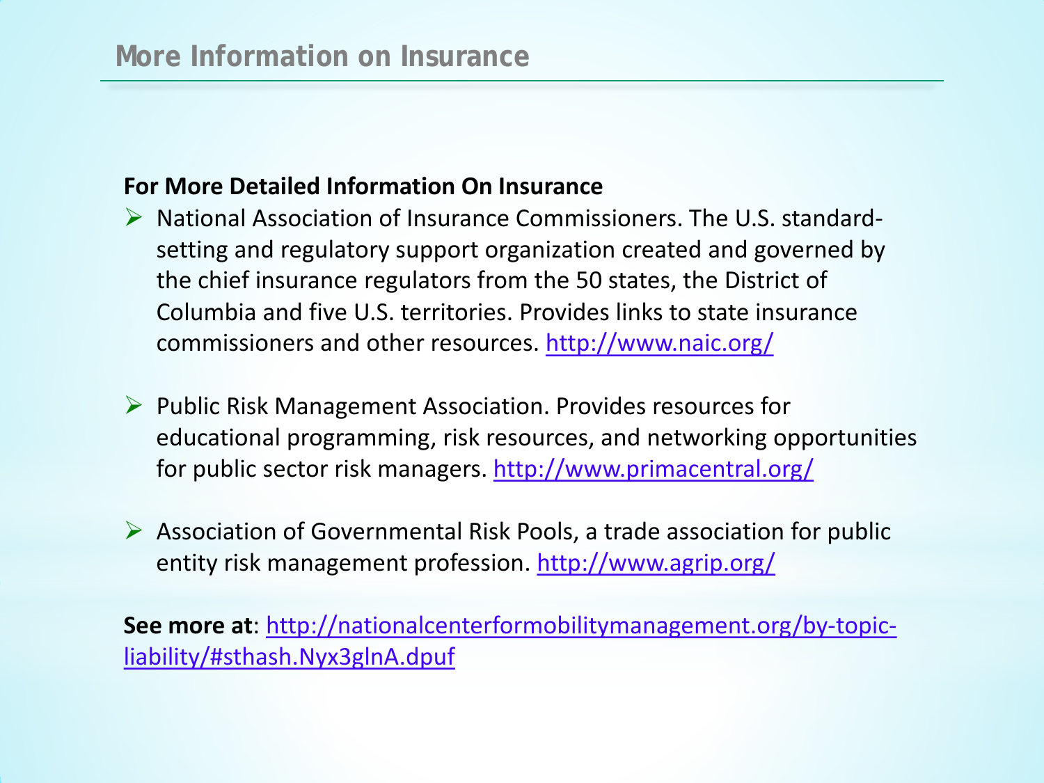# More Information on Insurance

**For More Detailed Information On Insurance**

- National Association of Insurance Commissioners. The U.S. standard-setting and regulatory support organization created and governed by the chief insurance regulators from the 50 states, the District of Columbia and five U.S. territories. Provides links to state insurance commissioners and other resources. http://www.naic.org/

- Public Risk Management Association. Provides resources for educational programming, risk resources, and networking opportunities for public sector risk managers. http://www.primacentral.org/

- Association of Governmental Risk Pools, a trade association for public entity risk management profession. http://www.agrip.org/

**See more at**: http://nationalcenterformobilitymanagement.org/by-topic-liability/#sthash.Nyx3glnA.dpuf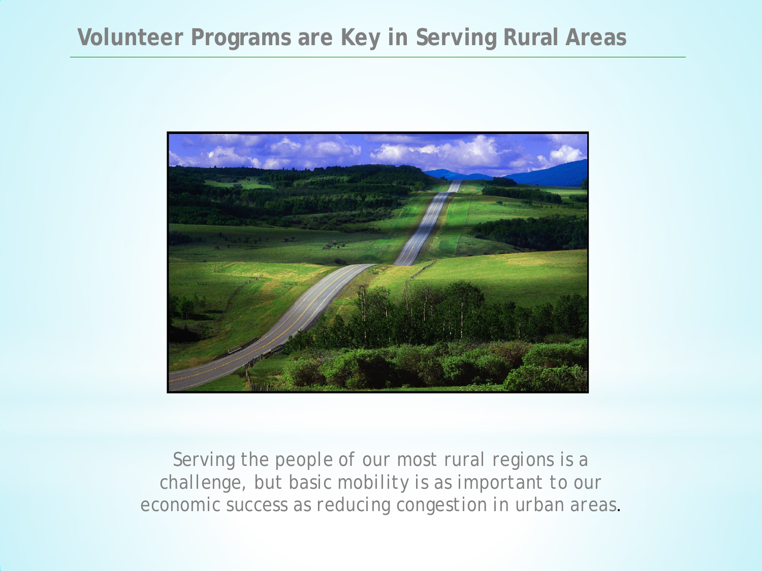## Volunteer Programs are Key in Serving Rural Areas

Serving the people of our most rural regions is a challenge, but basic mobility is as important to our economic success as reducing congestion in urban areas.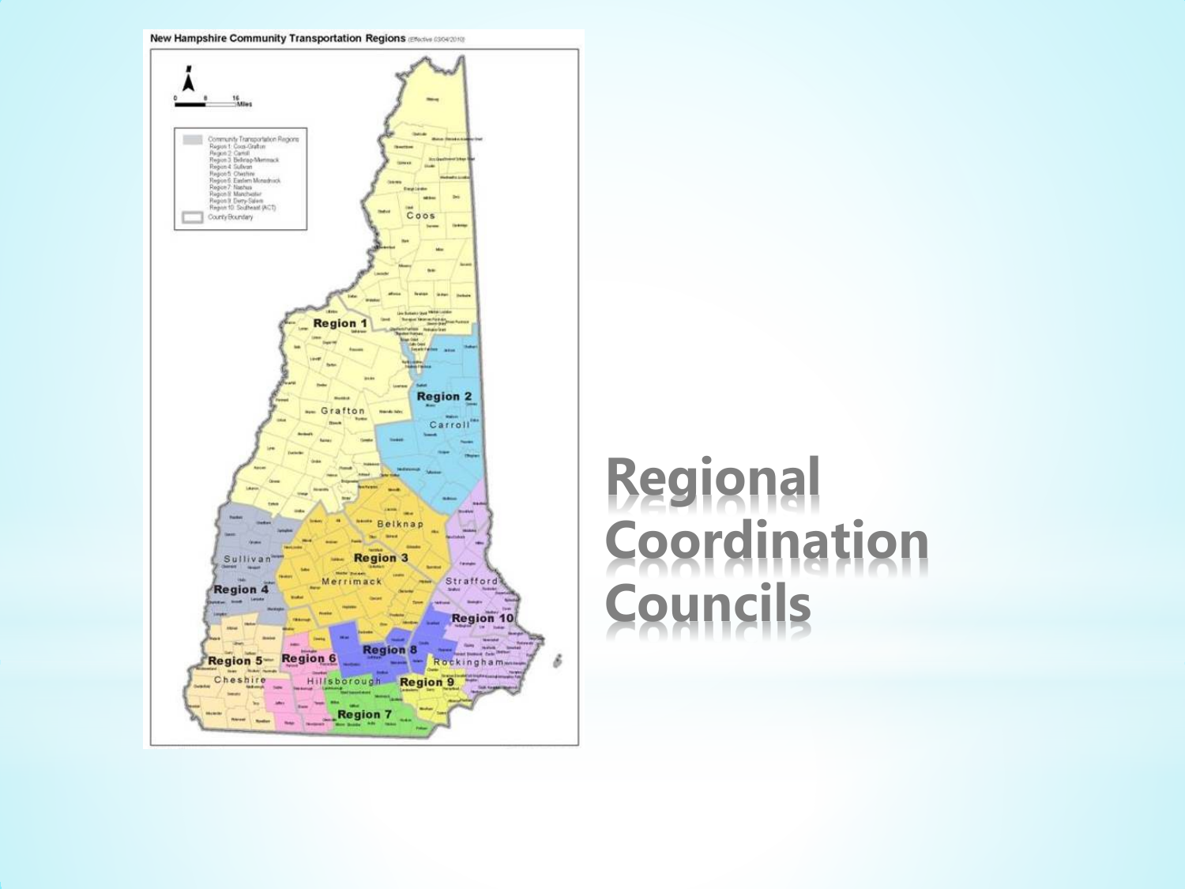New Hampshire Community Transportation Regions (Effective 03/04/2010)

Community Transportation Regions
Region 1: Coos-Grafton
Region 2: Carroll
Region 3: Belknap-Merrimack
Region 4: Sullivan
Region 5: Cheshire
Region 6: Eastern Monadnock
Region 7: Nashua
Region 8: Manchester
Region 9: Derry-Salem
Region 10: Southeast (ACT)
County Boundary

0 8 16 Miles

Coos
Region 1
Grafton
Region 2
Carroll
Belknap
Region 3
Merrimack
Sullivan
Region 4
Strafford
Region 10
Region 8
Rockingham
Region 5
Region 6
Cheshire
Hillsborough
Region 9
Region 7

# Regional Coordination Councils